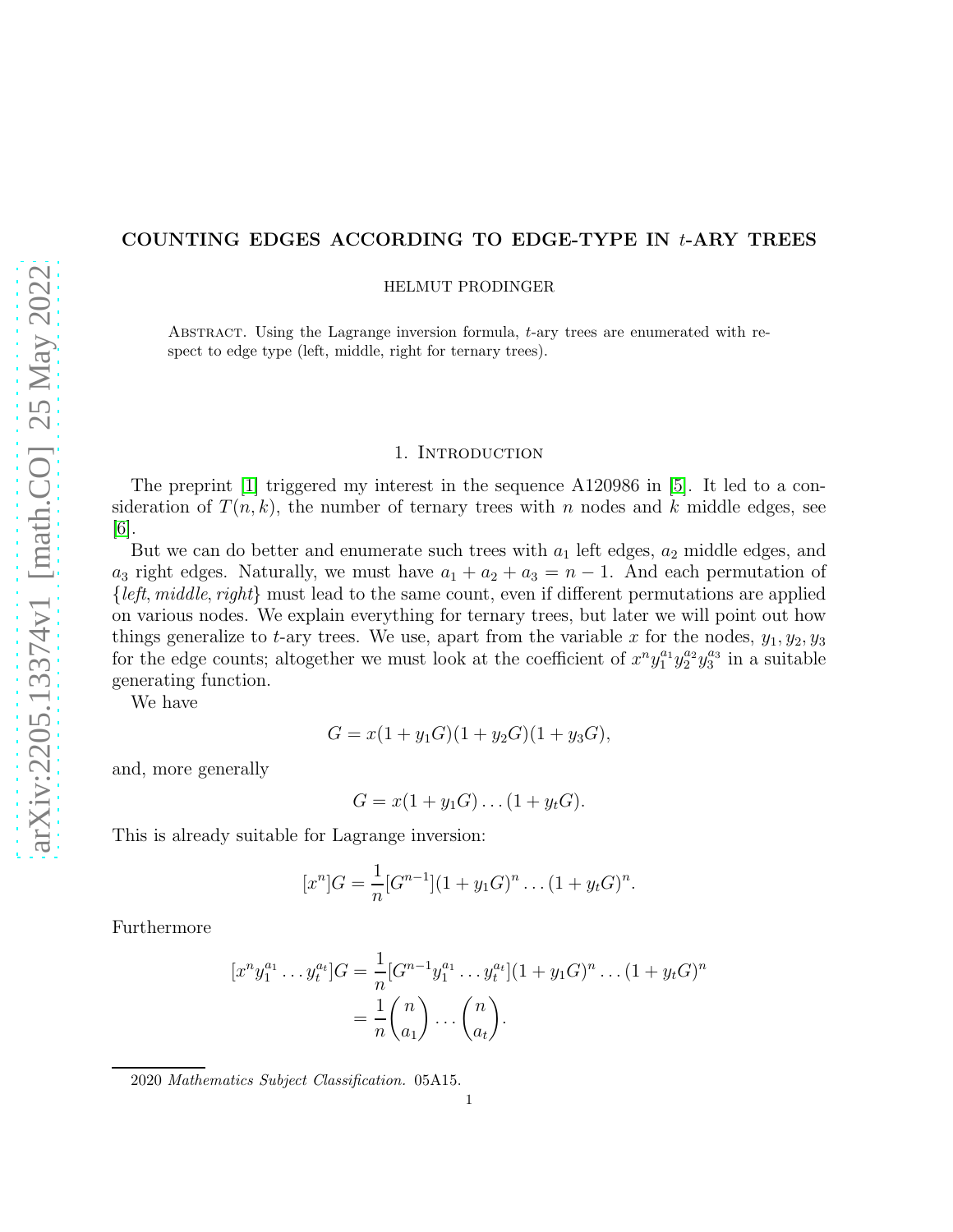# COUNTING EDGES ACCORDING TO EDGE-TYPE IN $t$-ARY TREES

HELMUT PRODINGER

ABSTRACT. Using the Lagrange inversion formula, $t$-ary trees are enumerated with respect to edge type (left, middle, right for ternary trees).

## 1. Introduction

The preprint [1] triggered my interest in the sequence A120986 in [5]. It led to a consideration of $T(n,k)$, the number of ternary trees with $n$ nodes and $k$ middle edges, see [6].

But we can do better and enumerate such trees with $a_1$ left edges, $a_2$ middle edges, and $a_3$ right edges. Naturally, we must have $a_1 + a_2 + a_3 = n - 1$. And each permutation of $\{left, middle, right\}$ must lead to the same count, even if different permutations are applied on various nodes. We explain everything for ternary trees, but later we will point out how things generalize to $t$-ary trees. We use, apart from the variable $x$ for the nodes, $y_1, y_2, y_3$ for the edge counts; altogether we must look at the coefficient of $x^n y_1^{a_1} y_2^{a_2} y_3^{a_3}$ in a suitable generating function.

We have

$$G = x(1 + y_1G)(1 + y_2G)(1 + y_3G),$$

and, more generally

$$G = x(1 + y_1G)\dots(1 + y_tG).$$

This is already suitable for Lagrange inversion:

$$[x^n]G = \frac{1}{n}[G^{n-1}](1 + y_1G)^n \dots (1 + y_tG)^n.$$

Furthermore

$$\begin{aligned}
[x^n y_1^{a_1} \dots y_t^{a_t}]G &= \frac{1}{n}[G^{n-1} y_1^{a_1} \dots y_t^{a_t}](1 + y_1G)^n \dots (1 + y_tG)^n \\
&= \frac{1}{n}\binom{n}{a_1} \dots \binom{n}{a_t}.
\end{aligned}$$

2020 *Mathematics Subject Classification.* 05A15.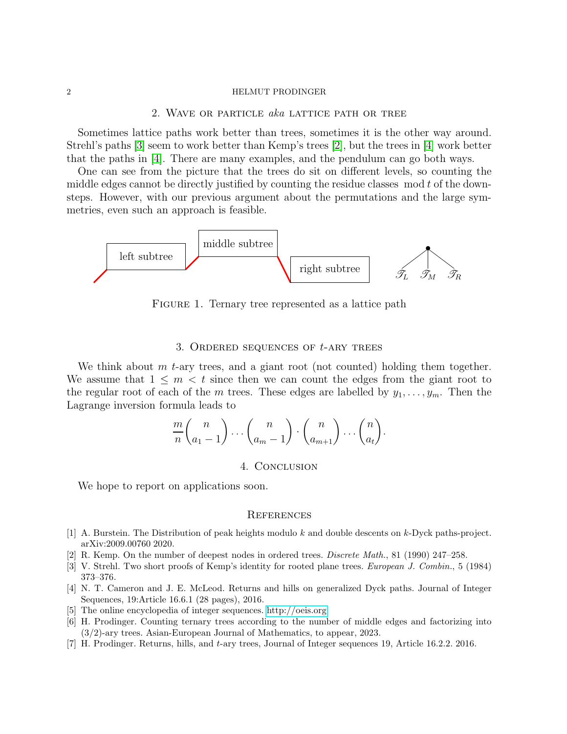## 2. Wave or particle *aka* lattice path or tree

Sometimes lattice paths work better than trees, sometimes it is the other way around. Strehl's paths [3] seem to work better than Kemp's trees [2], but the trees in [4] work better that the paths in [4]. There are many examples, and the pendulum can go both ways.

One can see from the picture that the trees do sit on different levels, so counting the middle edges cannot be directly justified by counting the residue classes $\bmod t$ of the down-steps. However, with our previous argument about the permutations and the large symmetries, even such an approach is feasible.

Figure 1. Ternary tree represented as a lattice path

## 3. Ordered sequences of $t$-ary trees

We think about $m$ $t$-ary trees, and a giant root (not counted) holding them together. We assume that $1 \le m < t$ since then we can count the edges from the giant root to the regular root of each of the $m$ trees. These edges are labelled by $y_1, \dots, y_m$. Then the Lagrange inversion formula leads to

$$\frac{m}{n}\binom{n}{a_1-1}\cdots\binom{n}{a_m-1}\cdot\binom{n}{a_{m+1}}\cdots\binom{n}{a_t}.$$

## 4. Conclusion

We hope to report on applications soon.

## References

[1] A. Burstein. The Distribution of peak heights modulo $k$ and double descents on $k$-Dyck paths-project. arXiv:2009.00760 2020.

[2] R. Kemp. On the number of deepest nodes in ordered trees. *Discrete Math.*, 81 (1990) 247–258.

[3] V. Strehl. Two short proofs of Kemp's identity for rooted plane trees. *European J. Combin.*, 5 (1984) 373–376.

[4] N. T. Cameron and J. E. McLeod. Returns and hills on generalized Dyck paths. Journal of Integer Sequences, 19:Article 16.6.1 (28 pages), 2016.

[5] The online encyclopedia of integer sequences. http://oeis.org

[6] H. Prodinger. Counting ternary trees according to the number of middle edges and factorizing into (3/2)-ary trees. Asian-European Journal of Mathematics, to appear, 2023.

[7] H. Prodinger. Returns, hills, and $t$-ary trees, Journal of Integer sequences 19, Article 16.2.2. 2016.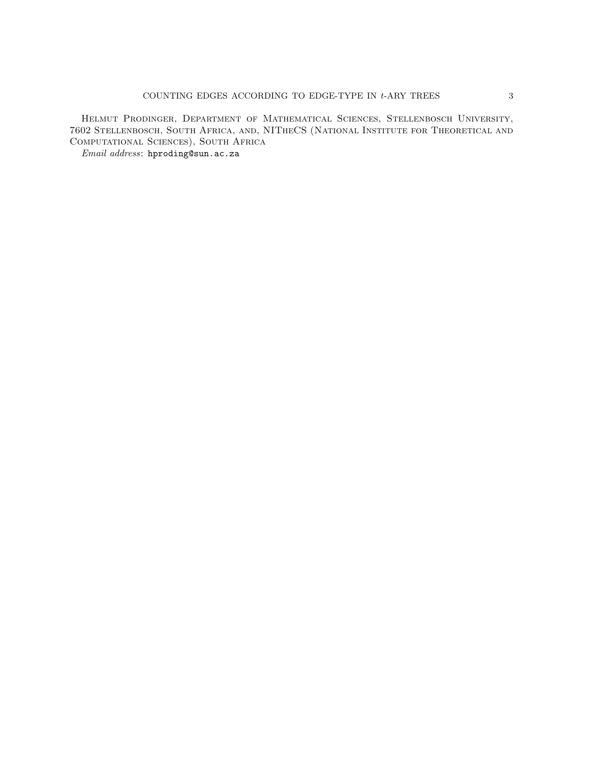Helmut Prodinger, Department of Mathematical Sciences, Stellenbosch University, 7602 Stellenbosch, South Africa, and, NITheCS (National Institute for Theoretical and Computational Sciences), South Africa

*Email address*: hproding@sun.ac.za